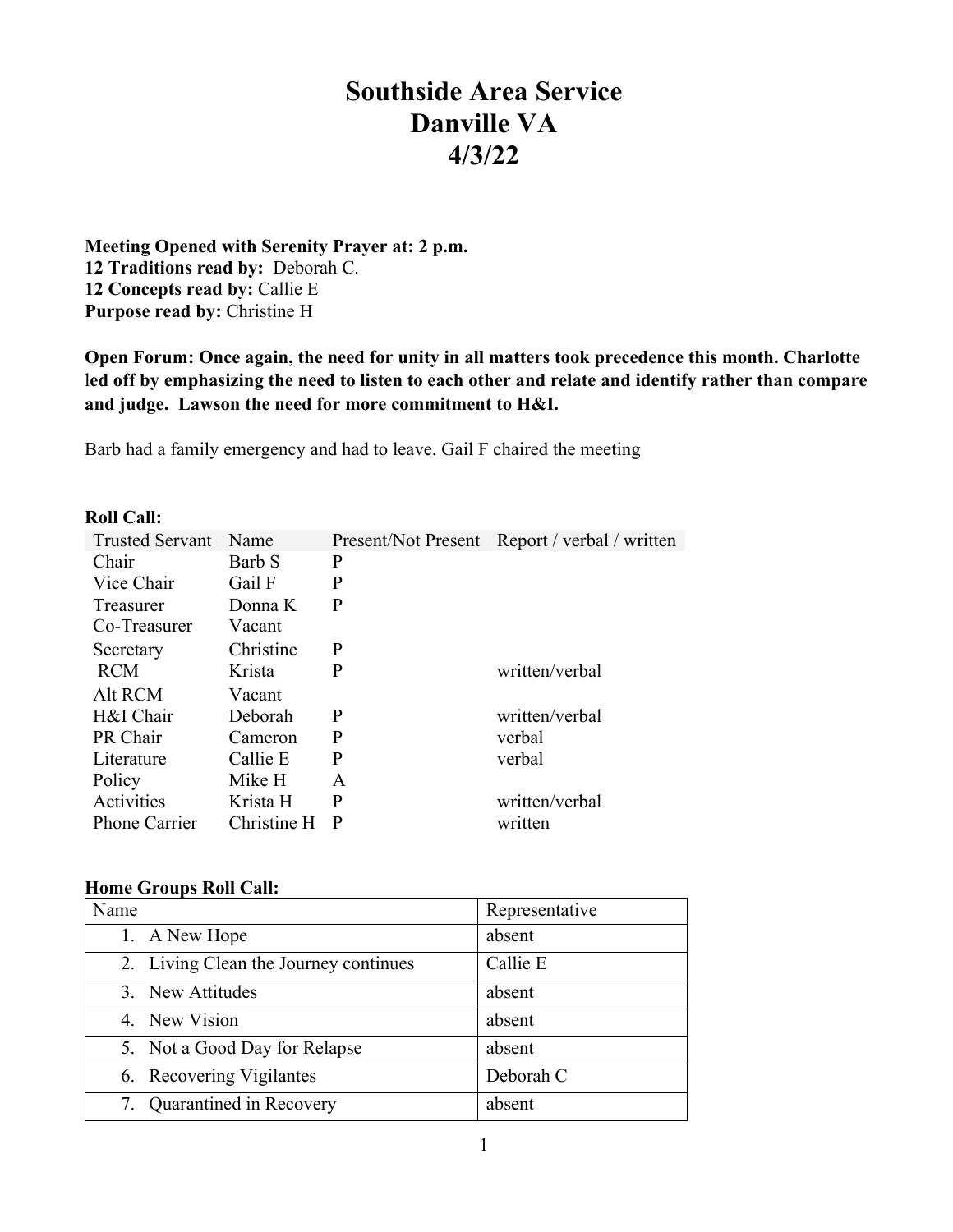# Southside Area Service
# Danville VA
# 4/3/22

**Meeting Opened with Serenity Prayer at: 2 p.m.**
**12 Traditions read by:** Deborah C.
**12 Concepts read by:** Callie E
**Purpose read by:** Christine H

**Open Forum: Once again, the need for unity in all matters took precedence this month. Charlotte led off by emphasizing the need to listen to each other and relate and identify rather than compare and judge. Lawson the need for more commitment to H&I.**

Barb had a family emergency and had to leave. Gail F chaired the meeting

**Roll Call:**

| Trusted Servant | Name | Present/Not Present | Report / verbal / written |
|---|---|---|---|
| Chair | Barb S | P | |
| Vice Chair | Gail F | P | |
| Treasurer | Donna K | P | |
| Co-Treasurer | Vacant | | |
| Secretary | Christine | P | |
| RCM | Krista | P | written/verbal |
| Alt RCM | Vacant | | |
| H&I Chair | Deborah | P | written/verbal |
| PR Chair | Cameron | P | verbal |
| Literature | Callie E | P | verbal |
| Policy | Mike H | A | |
| Activities | Krista H | P | written/verbal |
| Phone Carrier | Christine H | P | written |

**Home Groups Roll Call:**

| Name | Representative |
|---|---|
| 1. A New Hope | absent |
| 2. Living Clean the Journey continues | Callie E |
| 3. New Attitudes | absent |
| 4. New Vision | absent |
| 5. Not a Good Day for Relapse | absent |
| 6. Recovering Vigilantes | Deborah C |
| 7. Quarantined in Recovery | absent |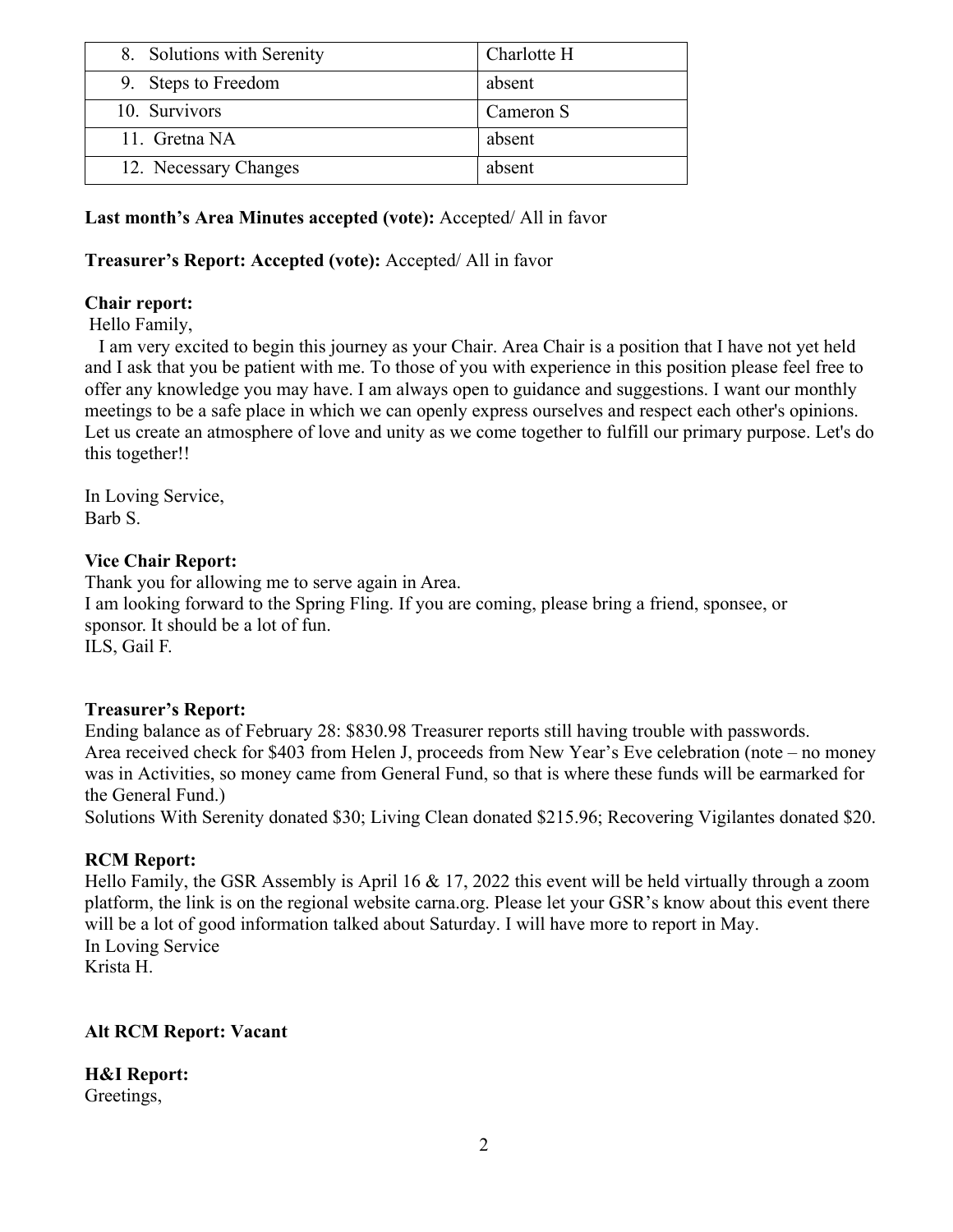| | |
|---|---|
| 8. Solutions with Serenity | Charlotte H |
| 9. Steps to Freedom | absent |
| 10. Survivors | Cameron S |
| 11. Gretna NA | absent |
| 12. Necessary Changes | absent |

**Last month's Area Minutes accepted (vote):** Accepted/ All in favor

**Treasurer's Report: Accepted (vote):** Accepted/ All in favor

**Chair report:**

Hello Family,

I am very excited to begin this journey as your Chair. Area Chair is a position that I have not yet held and I ask that you be patient with me. To those of you with experience in this position please feel free to offer any knowledge you may have. I am always open to guidance and suggestions. I want our monthly meetings to be a safe place in which we can openly express ourselves and respect each other's opinions. Let us create an atmosphere of love and unity as we come together to fulfill our primary purpose. Let's do this together!!

In Loving Service,
Barb S.

**Vice Chair Report:**

Thank you for allowing me to serve again in Area.
I am looking forward to the Spring Fling. If you are coming, please bring a friend, sponsee, or sponsor. It should be a lot of fun.
ILS, Gail F.

**Treasurer's Report:**

Ending balance as of February 28: $830.98 Treasurer reports still having trouble with passwords.
Area received check for $403 from Helen J, proceeds from New Year's Eve celebration (note – no money was in Activities, so money came from General Fund, so that is where these funds will be earmarked for the General Fund.)
Solutions With Serenity donated $30; Living Clean donated $215.96; Recovering Vigilantes donated $20.

**RCM Report:**

Hello Family, the GSR Assembly is April 16 & 17, 2022 this event will be held virtually through a zoom platform, the link is on the regional website carna.org. Please let your GSR's know about this event there will be a lot of good information talked about Saturday. I will have more to report in May.
In Loving Service
Krista H.

**Alt RCM Report: Vacant**

**H&I Report:**

Greetings,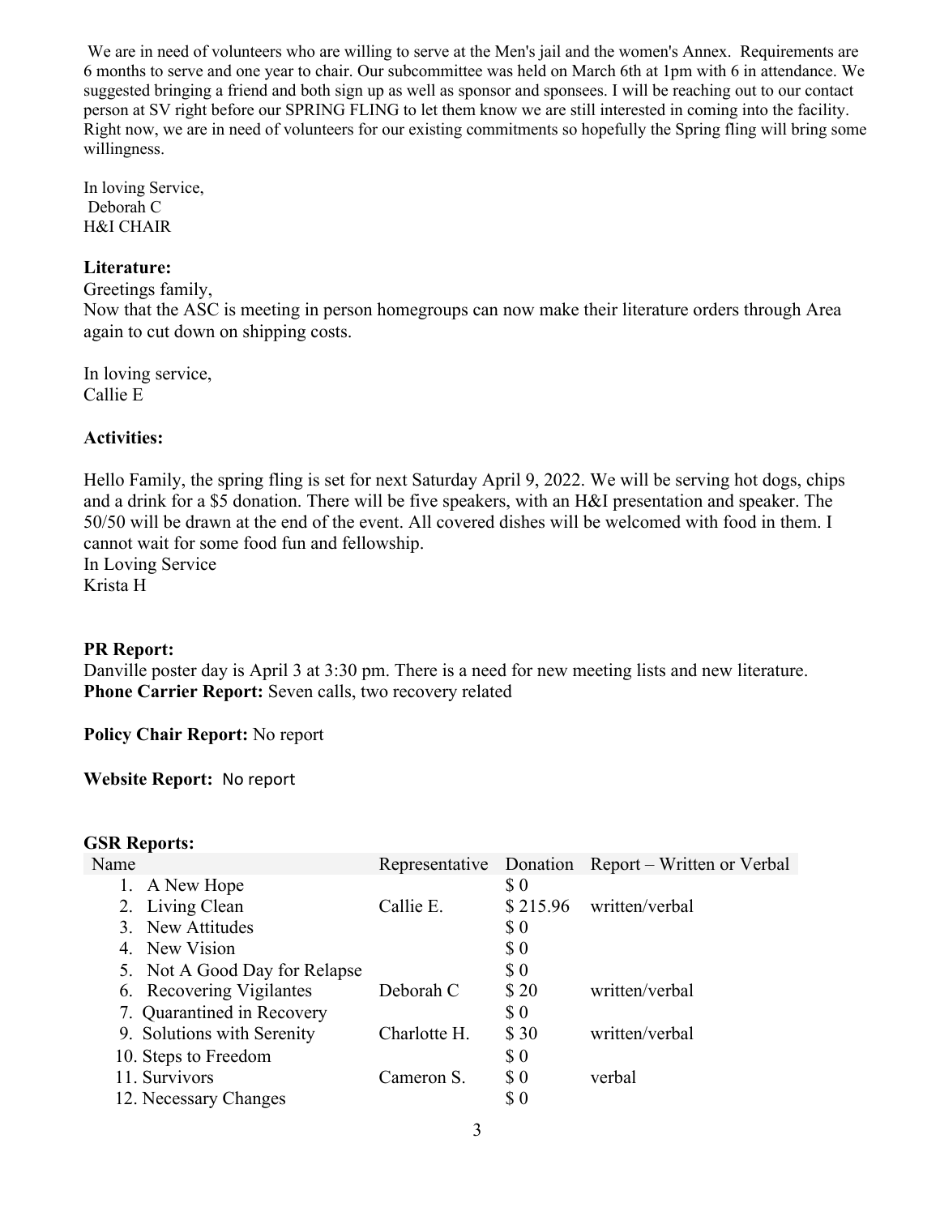We are in need of volunteers who are willing to serve at the Men's jail and the women's Annex. Requirements are 6 months to serve and one year to chair. Our subcommittee was held on March 6th at 1pm with 6 in attendance. We suggested bringing a friend and both sign up as well as sponsor and sponsees. I will be reaching out to our contact person at SV right before our SPRING FLING to let them know we are still interested in coming into the facility. Right now, we are in need of volunteers for our existing commitments so hopefully the Spring fling will bring some willingness.

In loving Service,
Deborah C
H&I CHAIR

**Literature:**

Greetings family,

Now that the ASC is meeting in person homegroups can now make their literature orders through Area again to cut down on shipping costs.

In loving service,
Callie E

**Activities:**

Hello Family, the spring fling is set for next Saturday April 9, 2022. We will be serving hot dogs, chips and a drink for a $5 donation. There will be five speakers, with an H&I presentation and speaker. The 50/50 will be drawn at the end of the event. All covered dishes will be welcomed with food in them. I cannot wait for some food fun and fellowship.

In Loving Service
Krista H

**PR Report:**

Danville poster day is April 3 at 3:30 pm. There is a need for new meeting lists and new literature.

**Phone Carrier Report:** Seven calls, two recovery related

**Policy Chair Report:** No report

**Website Report:** No report

**GSR Reports:**

| Name | Representative | Donation | Report – Written or Verbal |
|---|---|---|---|
| 1. A New Hope | | $ 0 | |
| 2. Living Clean | Callie E. | $ 215.96 | written/verbal |
| 3. New Attitudes | | $ 0 | |
| 4. New Vision | | $ 0 | |
| 5. Not A Good Day for Relapse | | $ 0 | |
| 6. Recovering Vigilantes | Deborah C | $ 20 | written/verbal |
| 7. Quarantined in Recovery | | $ 0 | |
| 9. Solutions with Serenity | Charlotte H. | $ 30 | written/verbal |
| 10. Steps to Freedom | | $ 0 | |
| 11. Survivors | Cameron S. | $ 0 | verbal |
| 12. Necessary Changes | | $ 0 | |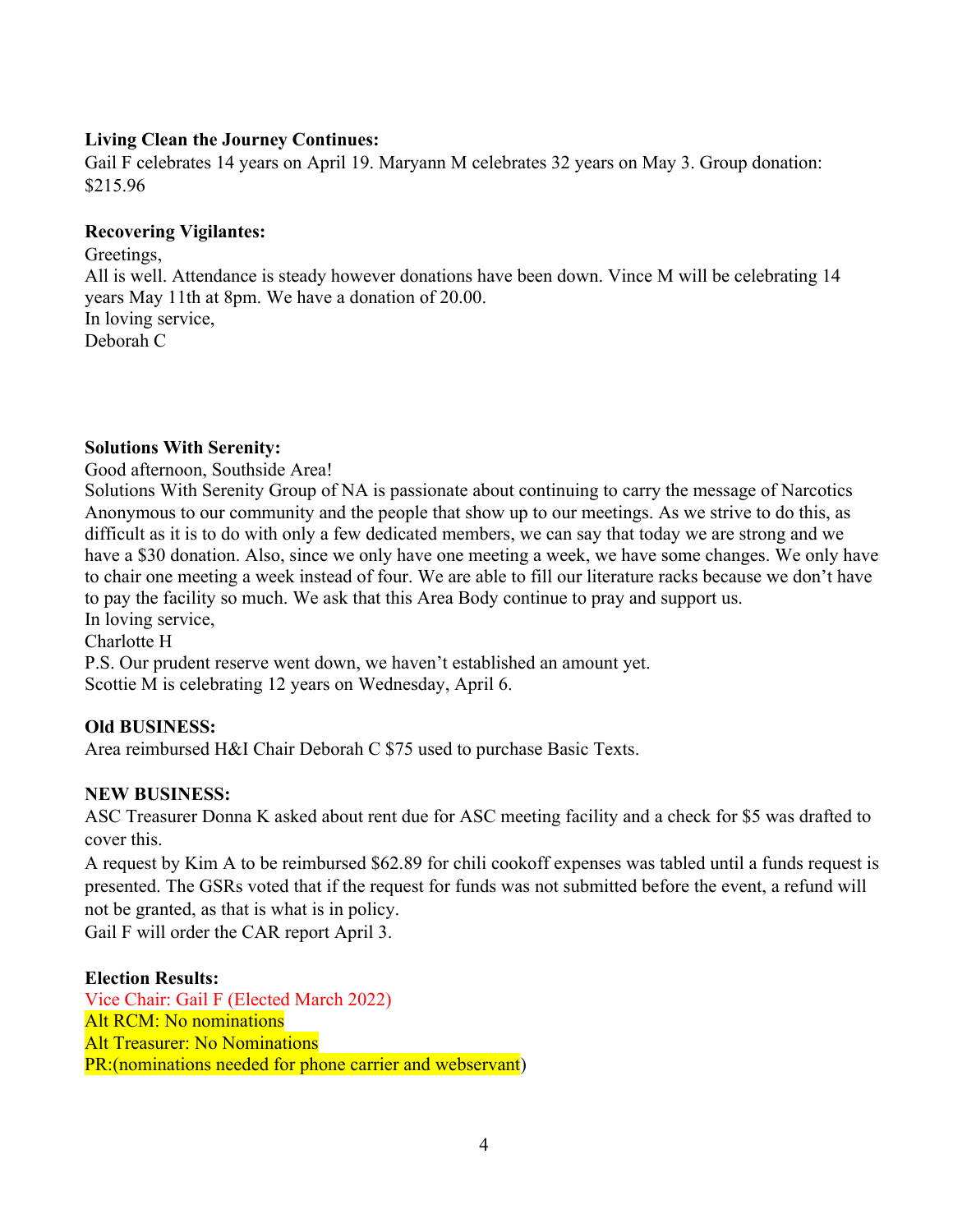**Living Clean the Journey Continues:**
Gail F celebrates 14 years on April 19. Maryann M celebrates 32 years on May 3. Group donation: $215.96

**Recovering Vigilantes:**
Greetings,
All is well. Attendance is steady however donations have been down. Vince M will be celebrating 14 years May 11th at 8pm. We have a donation of 20.00.
In loving service,
Deborah C

**Solutions With Serenity:**
Good afternoon, Southside Area!
Solutions With Serenity Group of NA is passionate about continuing to carry the message of Narcotics Anonymous to our community and the people that show up to our meetings. As we strive to do this, as difficult as it is to do with only a few dedicated members, we can say that today we are strong and we have a $30 donation. Also, since we only have one meeting a week, we have some changes. We only have to chair one meeting a week instead of four. We are able to fill our literature racks because we don't have to pay the facility so much. We ask that this Area Body continue to pray and support us.
In loving service,
Charlotte H
P.S. Our prudent reserve went down, we haven't established an amount yet.
Scottie M is celebrating 12 years on Wednesday, April 6.

**Old BUSINESS:**
Area reimbursed H&I Chair Deborah C $75 used to purchase Basic Texts.

**NEW BUSINESS:**
ASC Treasurer Donna K asked about rent due for ASC meeting facility and a check for $5 was drafted to cover this.
A request by Kim A to be reimbursed $62.89 for chili cookoff expenses was tabled until a funds request is presented. The GSRs voted that if the request for funds was not submitted before the event, a refund will not be granted, as that is what is in policy.
Gail F will order the CAR report April 3.

**Election Results:**
Vice Chair: Gail F (Elected March 2022)
Alt RCM: No nominations
Alt Treasurer: No Nominations
PR:(nominations needed for phone carrier and webservant)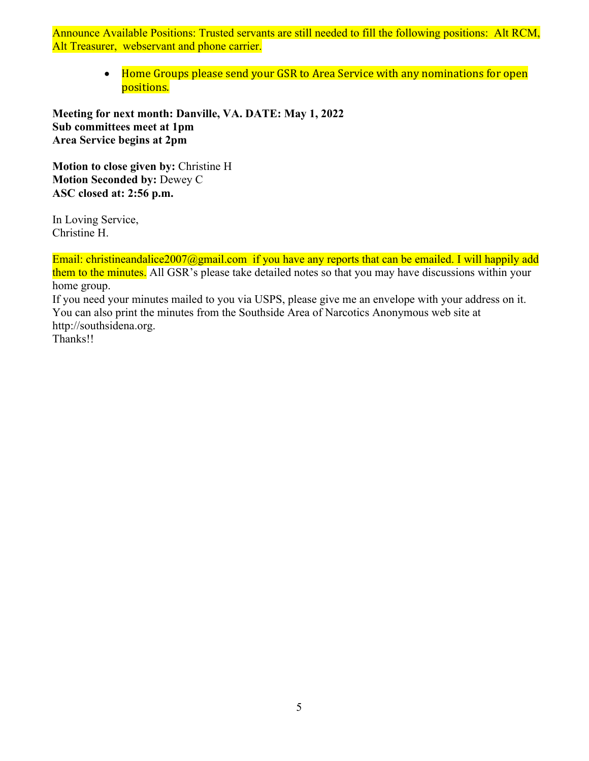Announce Available Positions: Trusted servants are still needed to fill the following positions:  Alt RCM, Alt Treasurer,  webservant and phone carrier.

- Home Groups please send your GSR to Area Service with any nominations for open positions.

**Meeting for next month: Danville, VA. DATE: May 1, 2022**
**Sub committees meet at 1pm**
**Area Service begins at 2pm**

**Motion to close given by:** Christine H
**Motion Seconded by:** Dewey C
**ASC closed at: 2:56 p.m.**

In Loving Service,
Christine H.

Email: christineandalice2007@gmail.com  if you have any reports that can be emailed. I will happily add them to the minutes. All GSR's please take detailed notes so that you may have discussions within your home group.
If you need your minutes mailed to you via USPS, please give me an envelope with your address on it. You can also print the minutes from the Southside Area of Narcotics Anonymous web site at http://southsidena.org.
Thanks!!